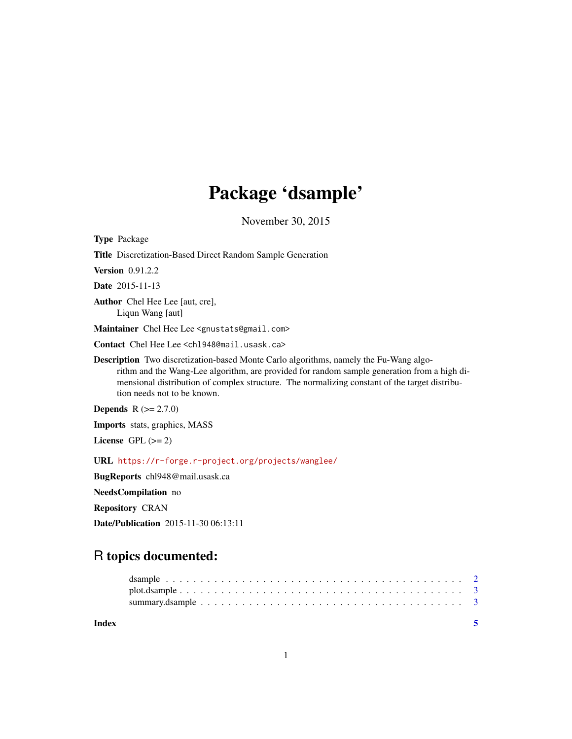# Package 'dsample'

November 30, 2015

**Type** Package

**Title** Discretization-Based Direct Random Sample Generation

**Version** 0.91.2.2

**Date** 2015-11-13

**Author** Chel Hee Lee [aut, cre],
Liqun Wang [aut]

**Maintainer** Chel Hee Lee <gnustats@gmail.com>

**Contact** Chel Hee Lee <chl948@mail.usask.ca>

**Description** Two discretization-based Monte Carlo algorithms, namely the Fu-Wang algorithm and the Wang-Lee algorithm, are provided for random sample generation from a high dimensional distribution of complex structure. The normalizing constant of the target distribution needs not to be known.

**Depends** R (>= 2.7.0)

**Imports** stats, graphics, MASS

**License** GPL (>= 2)

**URL** https://r-forge.r-project.org/projects/wanglee/

**BugReports** chl948@mail.usask.ca

**NeedsCompilation** no

**Repository** CRAN

**Date/Publication** 2015-11-30 06:13:11

## R topics documented:

- dsample . . . . . . . . . . . . . . . . . . . . . . . . . . . . . . . . . . . . . . . . . . 2
- plot.dsample . . . . . . . . . . . . . . . . . . . . . . . . . . . . . . . . . . . . . . . . 3
- summary.dsample . . . . . . . . . . . . . . . . . . . . . . . . . . . . . . . . . . . . . 3

**Index** 5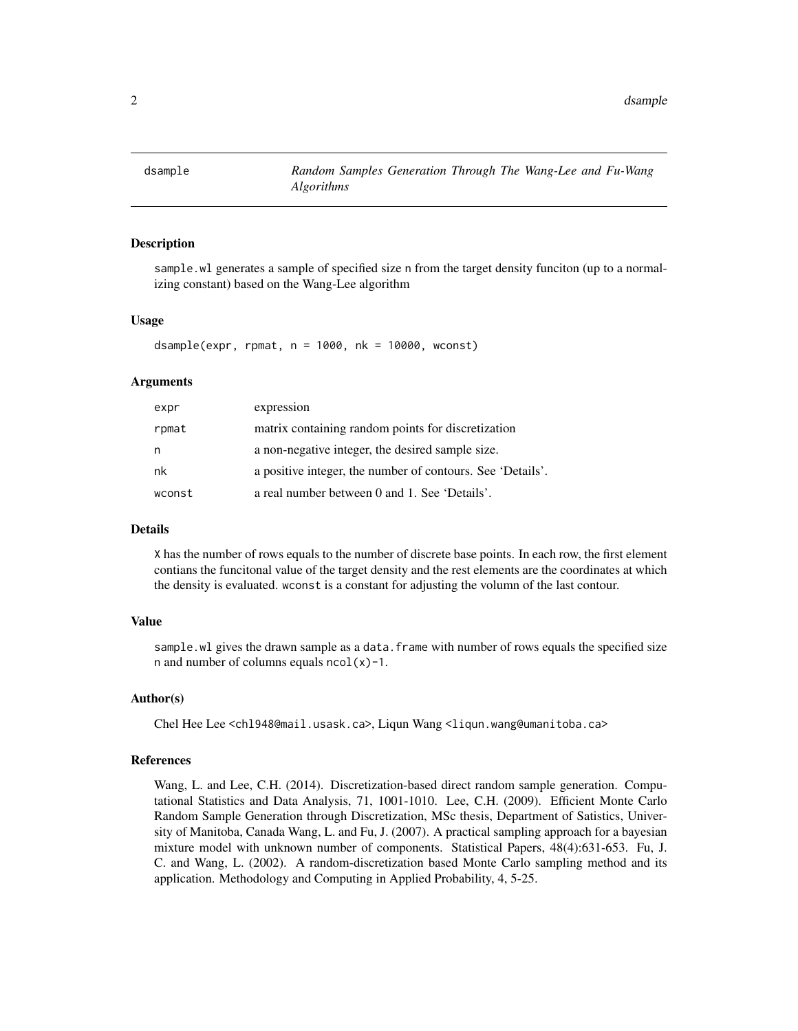| dsample | *Random Samples Generation Through The Wang-Lee and Fu-Wang Algorithms* |
|---|---|

## Description

sample.wl generates a sample of specified size n from the target density funciton (up to a normalizing constant) based on the Wang-Lee algorithm

## Usage

```
dsample(expr, rpmat, n = 1000, nk = 10000, wconst)
```

## Arguments

| | |
|---|---|
| expr | expression |
| rpmat | matrix containing random points for discretization |
| n | a non-negative integer, the desired sample size. |
| nk | a positive integer, the number of contours. See 'Details'. |
| wconst | a real number between 0 and 1. See 'Details'. |

## Details

X has the number of rows equals to the number of discrete base points. In each row, the first element contians the funcitonal value of the target density and the rest elements are the coordinates at which the density is evaluated. wconst is a constant for adjusting the volumn of the last contour.

## Value

sample.wl gives the drawn sample as a data.frame with number of rows equals the specified size n and number of columns equals ncol(x)-1.

## Author(s)

Chel Hee Lee <chl948@mail.usask.ca>, Liqun Wang <liqun.wang@umanitoba.ca>

## References

Wang, L. and Lee, C.H. (2014). Discretization-based direct random sample generation. Computational Statistics and Data Analysis, 71, 1001-1010. Lee, C.H. (2009). Efficient Monte Carlo Random Sample Generation through Discretization, MSc thesis, Department of Satistics, University of Manitoba, Canada Wang, L. and Fu, J. (2007). A practical sampling approach for a bayesian mixture model with unknown number of components. Statistical Papers, 48(4):631-653. Fu, J. C. and Wang, L. (2002). A random-discretization based Monte Carlo sampling method and its application. Methodology and Computing in Applied Probability, 4, 5-25.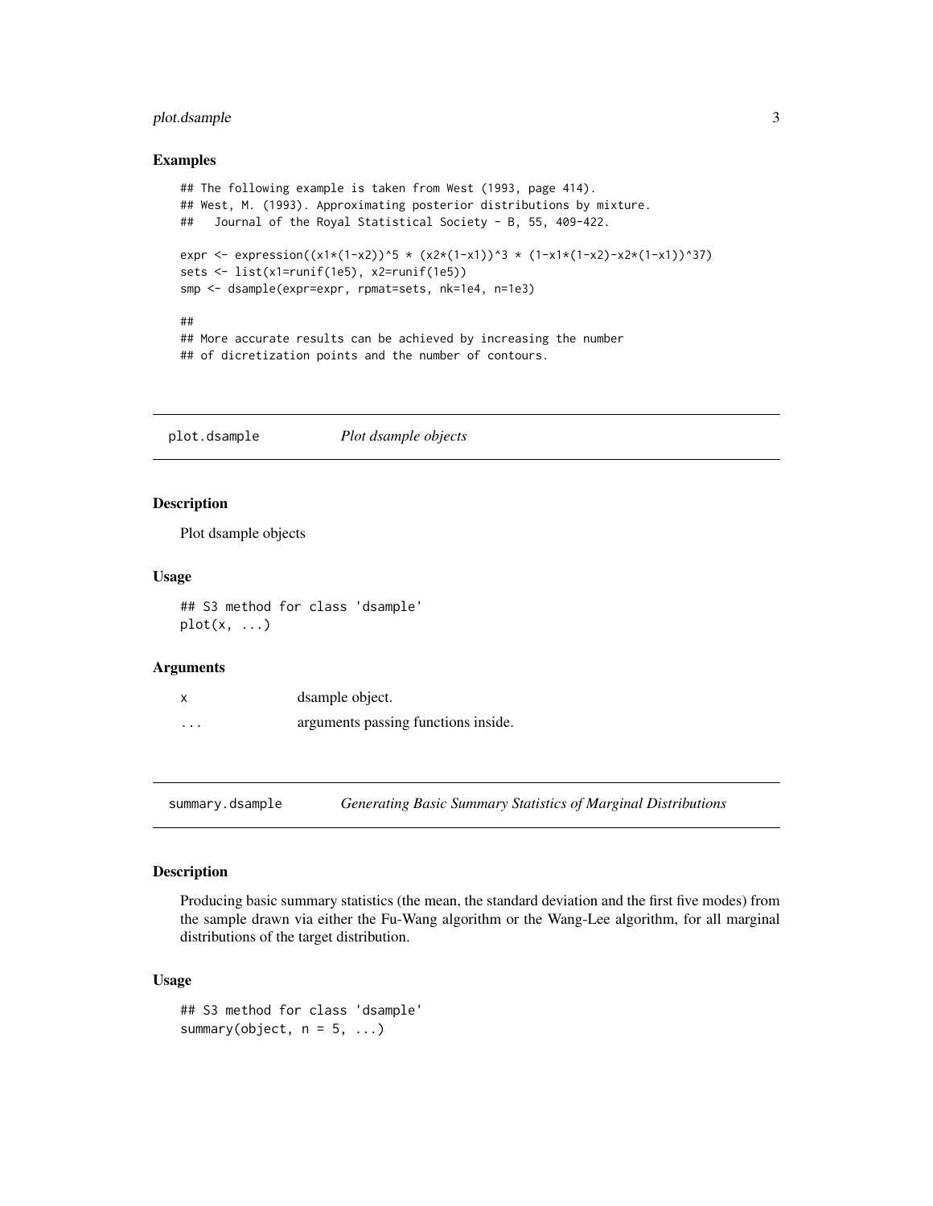### Examples

```
## The following example is taken from West (1993, page 414).
## West, M. (1993). Approximating posterior distributions by mixture.
##   Journal of the Royal Statistical Society - B, 55, 409-422.

expr <- expression((x1*(1-x2))^5 * (x2*(1-x1))^3 * (1-x1*(1-x2)-x2*(1-x1))^37)
sets <- list(x1=runif(1e5), x2=runif(1e5))
smp <- dsample(expr=expr, rpmat=sets, nk=1e4, n=1e3)

##
## More accurate results can be achieved by increasing the number
## of dicretization points and the number of contours.
```

---

## plot.dsample &nbsp;&nbsp;&nbsp;&nbsp; *Plot dsample objects*

### Description

Plot dsample objects

### Usage

```
## S3 method for class 'dsample'
plot(x, ...)
```

### Arguments

| | |
|---|---|
| x | dsample object. |
| ... | arguments passing functions inside. |

---

## summary.dsample &nbsp;&nbsp;&nbsp;&nbsp; *Generating Basic Summary Statistics of Marginal Distributions*

### Description

Producing basic summary statistics (the mean, the standard deviation and the first five modes) from the sample drawn via either the Fu-Wang algorithm or the Wang-Lee algorithm, for all marginal distributions of the target distribution.

### Usage

```
## S3 method for class 'dsample'
summary(object, n = 5, ...)
```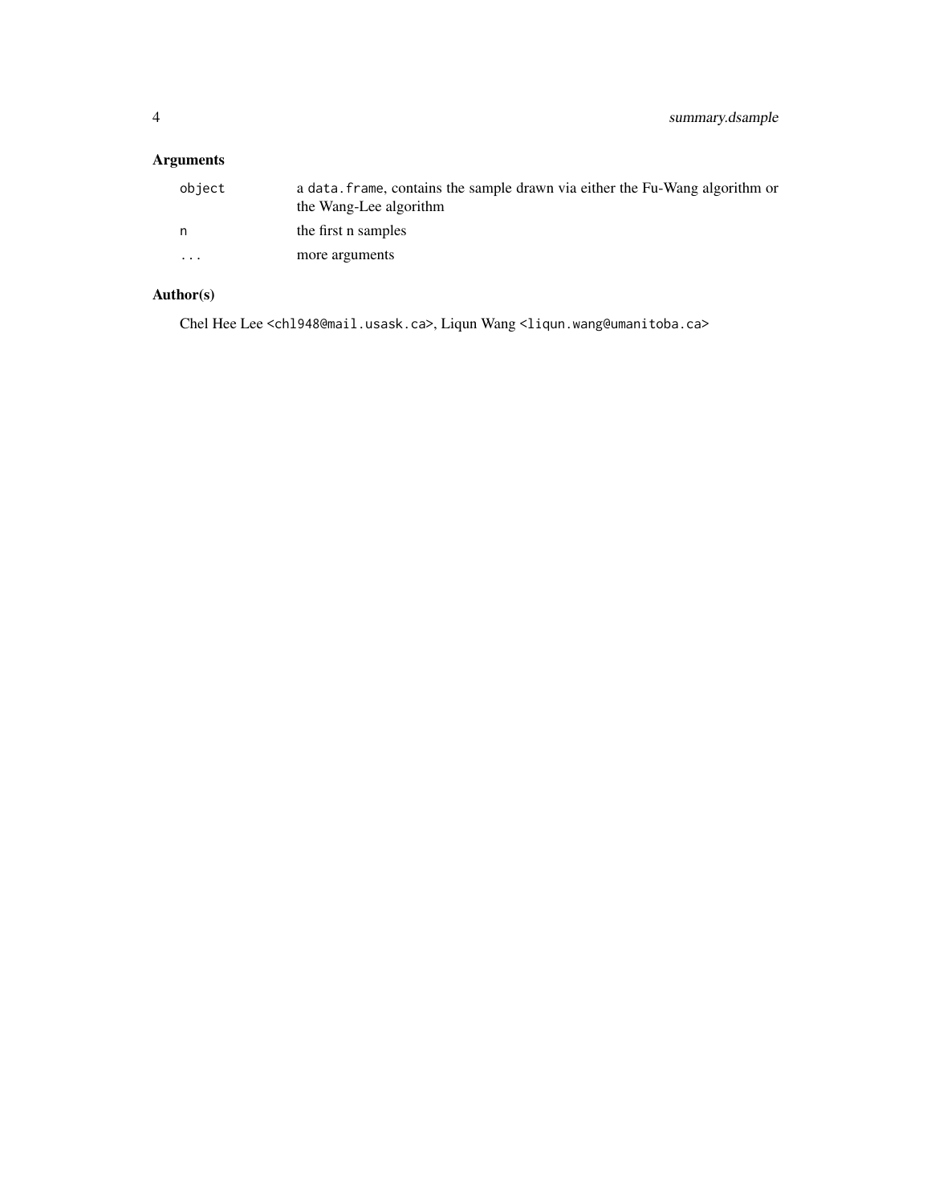## Arguments

| | |
|---|---|
| `object` | a `data.frame`, contains the sample drawn via either the Fu-Wang algorithm or the Wang-Lee algorithm |
| `n` | the first n samples |
| `...` | more arguments |

## Author(s)

Chel Hee Lee <chl948@mail.usask.ca>, Liqun Wang <liqun.wang@umanitoba.ca>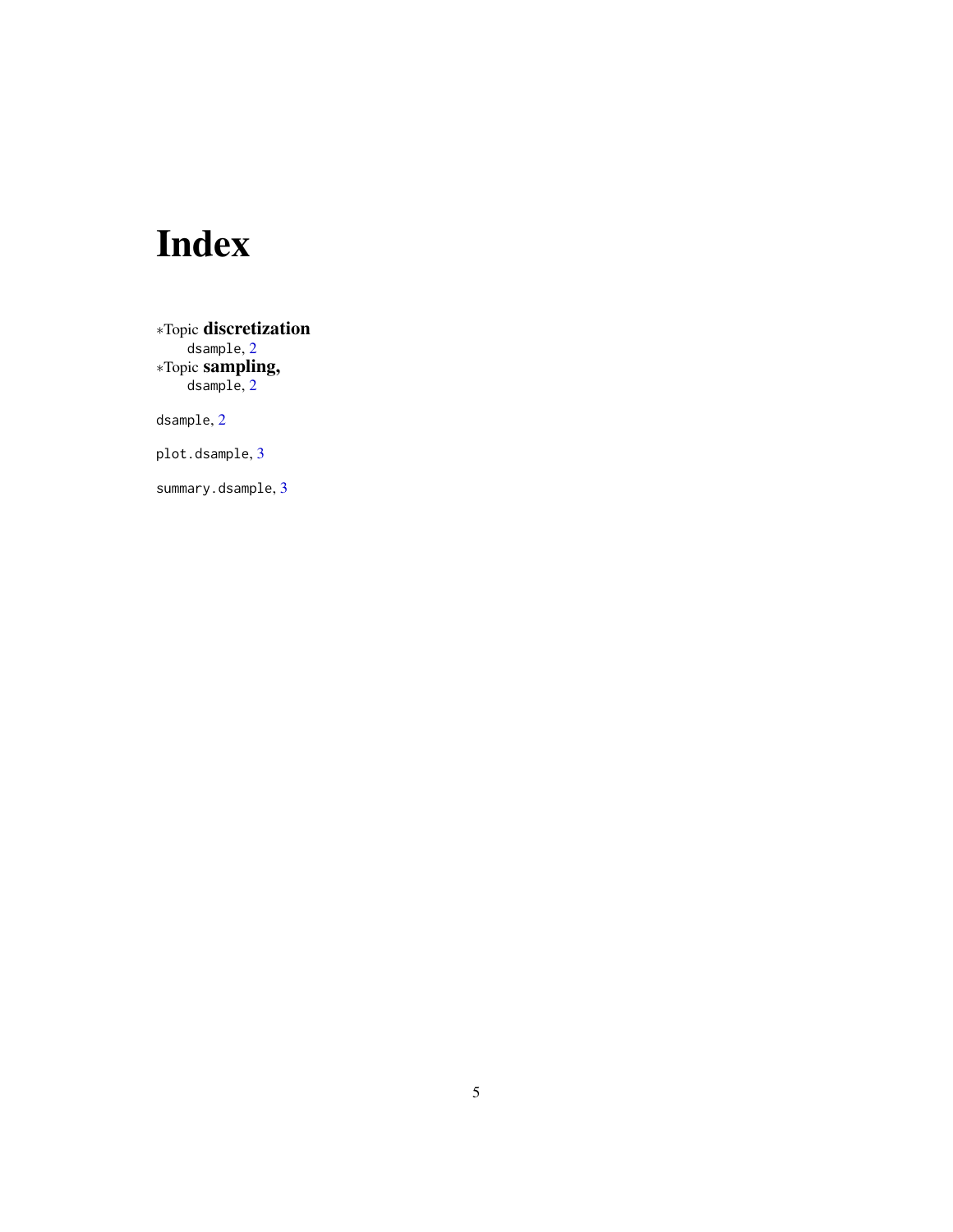# Index

∗Topic **discretization**
    dsample, 2
∗Topic **sampling,**
    dsample, 2

dsample, 2

plot.dsample, 3

summary.dsample, 3